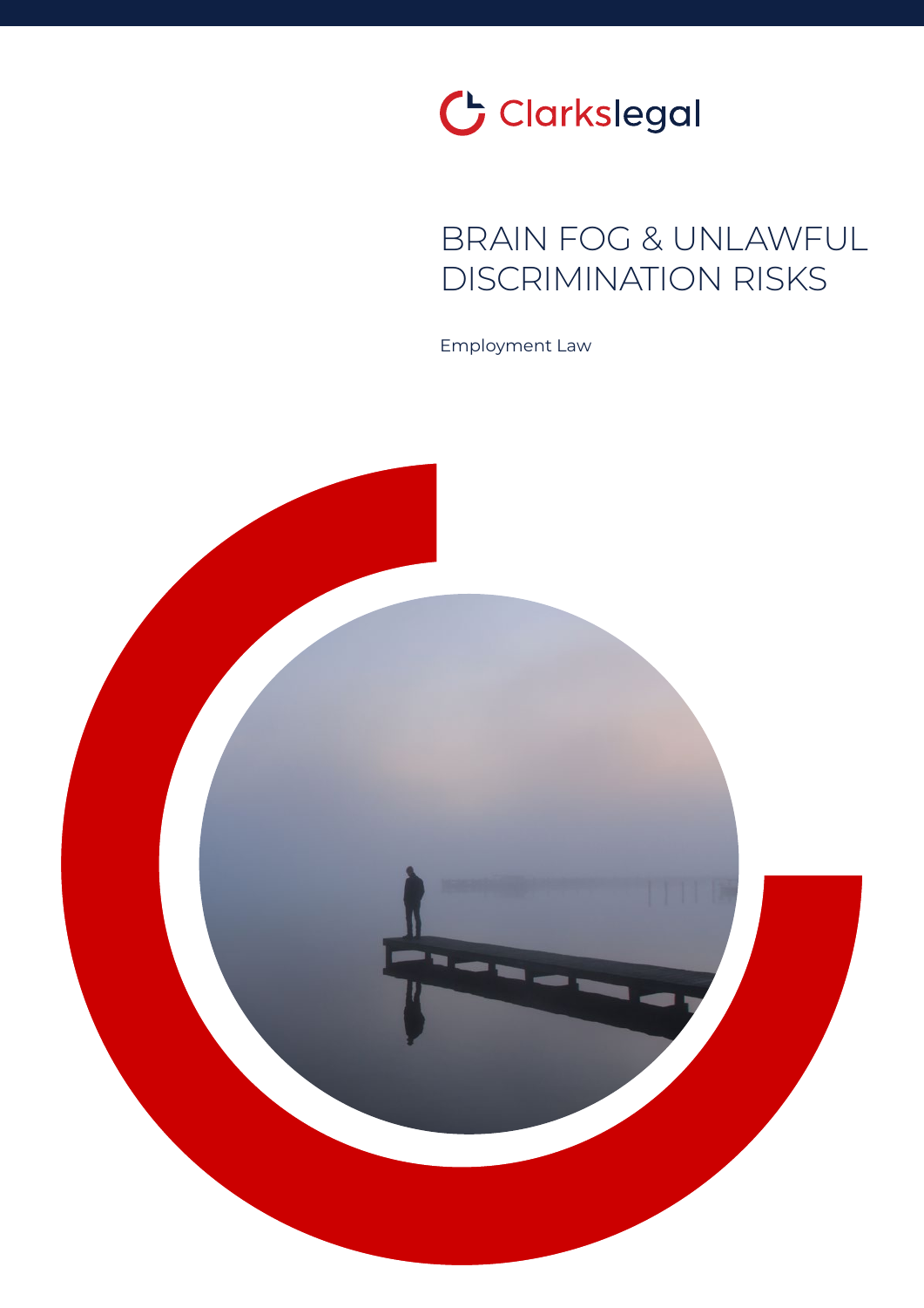Clarkslegal

# BRAIN FOG & UNLAWFUL DISCRIMINATION RISKS

Employment Law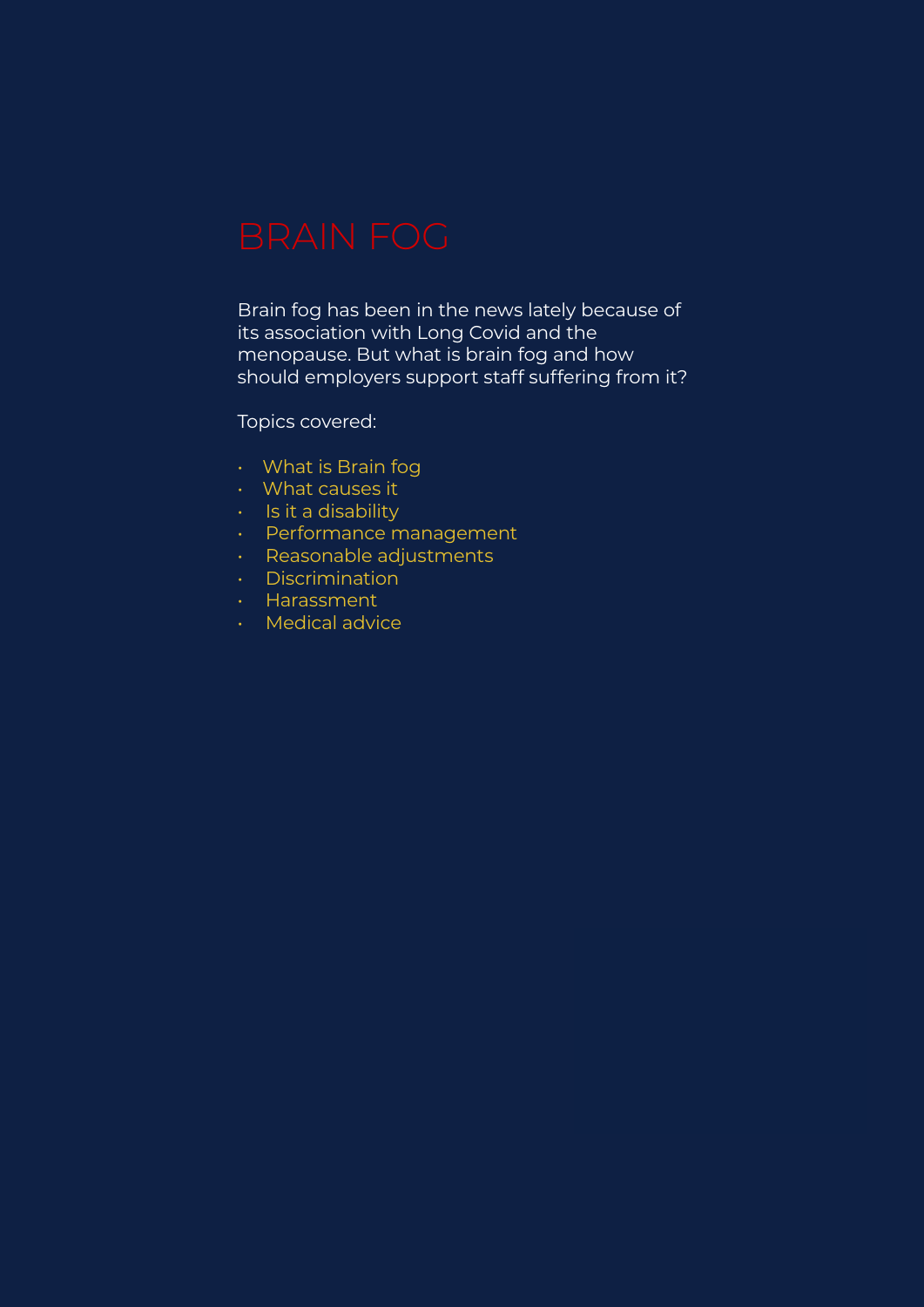# BRAIN FOG

Brain fog has been in the news lately because of its association with Long Covid and the menopause. But what is brain fog and how should employers support staff suffering from it?

Topics covered:

- What is Brain fog
- What causes it
- Is it a disability
- Performance management
- Reasonable adjustments
- Discrimination
- Harassment
- Medical advice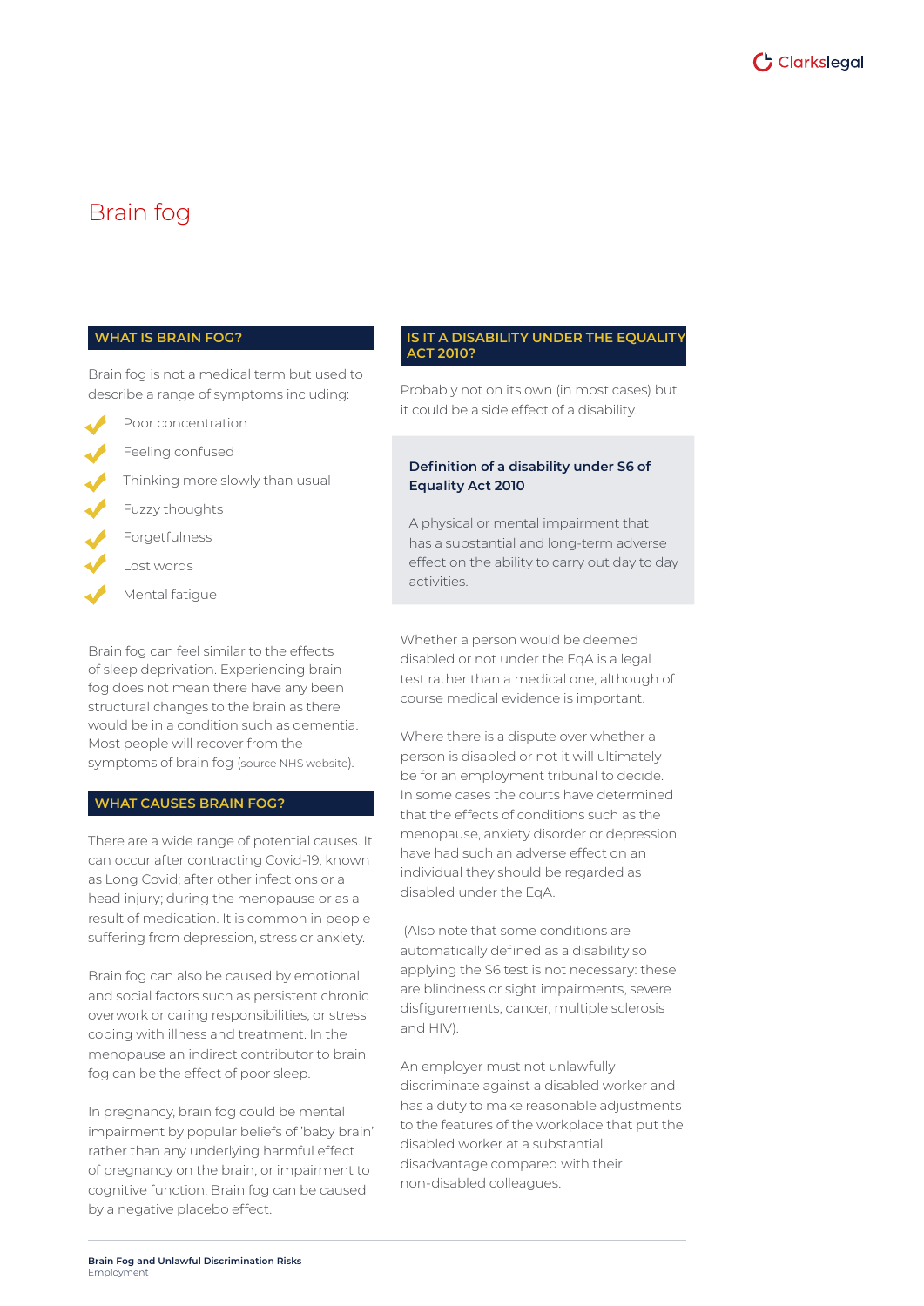# Brain fog

## WHAT IS BRAIN FOG?

Brain fog is not a medical term but used to describe a range of symptoms including:

- Poor concentration
- Feeling confused
- Thinking more slowly than usual
- Fuzzy thoughts
- Forgetfulness
- Lost words
- Mental fatigue

Brain fog can feel similar to the effects of sleep deprivation. Experiencing brain fog does not mean there have any been structural changes to the brain as there would be in a condition such as dementia. Most people will recover from the symptoms of brain fog (source NHS website).

## WHAT CAUSES BRAIN FOG?

There are a wide range of potential causes. It can occur after contracting Covid-19, known as Long Covid; after other infections or a head injury; during the menopause or as a result of medication. It is common in people suffering from depression, stress or anxiety.

Brain fog can also be caused by emotional and social factors such as persistent chronic overwork or caring responsibilities, or stress coping with illness and treatment. In the menopause an indirect contributor to brain fog can be the effect of poor sleep.

In pregnancy, brain fog could be mental impairment by popular beliefs of 'baby brain' rather than any underlying harmful effect of pregnancy on the brain, or impairment to cognitive function. Brain fog can be caused by a negative placebo effect.

## IS IT A DISABILITY UNDER THE EQUALITY ACT 2010?

Probably not on its own (in most cases) but it could be a side effect of a disability.

**Definition of a disability under S6 of Equality Act 2010**

A physical or mental impairment that has a substantial and long-term adverse effect on the ability to carry out day to day activities.

Whether a person would be deemed disabled or not under the EqA is a legal test rather than a medical one, although of course medical evidence is important.

Where there is a dispute over whether a person is disabled or not it will ultimately be for an employment tribunal to decide. In some cases the courts have determined that the effects of conditions such as the menopause, anxiety disorder or depression have had such an adverse effect on an individual they should be regarded as disabled under the EqA.

(Also note that some conditions are automatically defined as a disability so applying the S6 test is not necessary: these are blindness or sight impairments, severe disfigurements, cancer, multiple sclerosis and HIV).

An employer must not unlawfully discriminate against a disabled worker and has a duty to make reasonable adjustments to the features of the workplace that put the disabled worker at a substantial disadvantage compared with their non-disabled colleagues.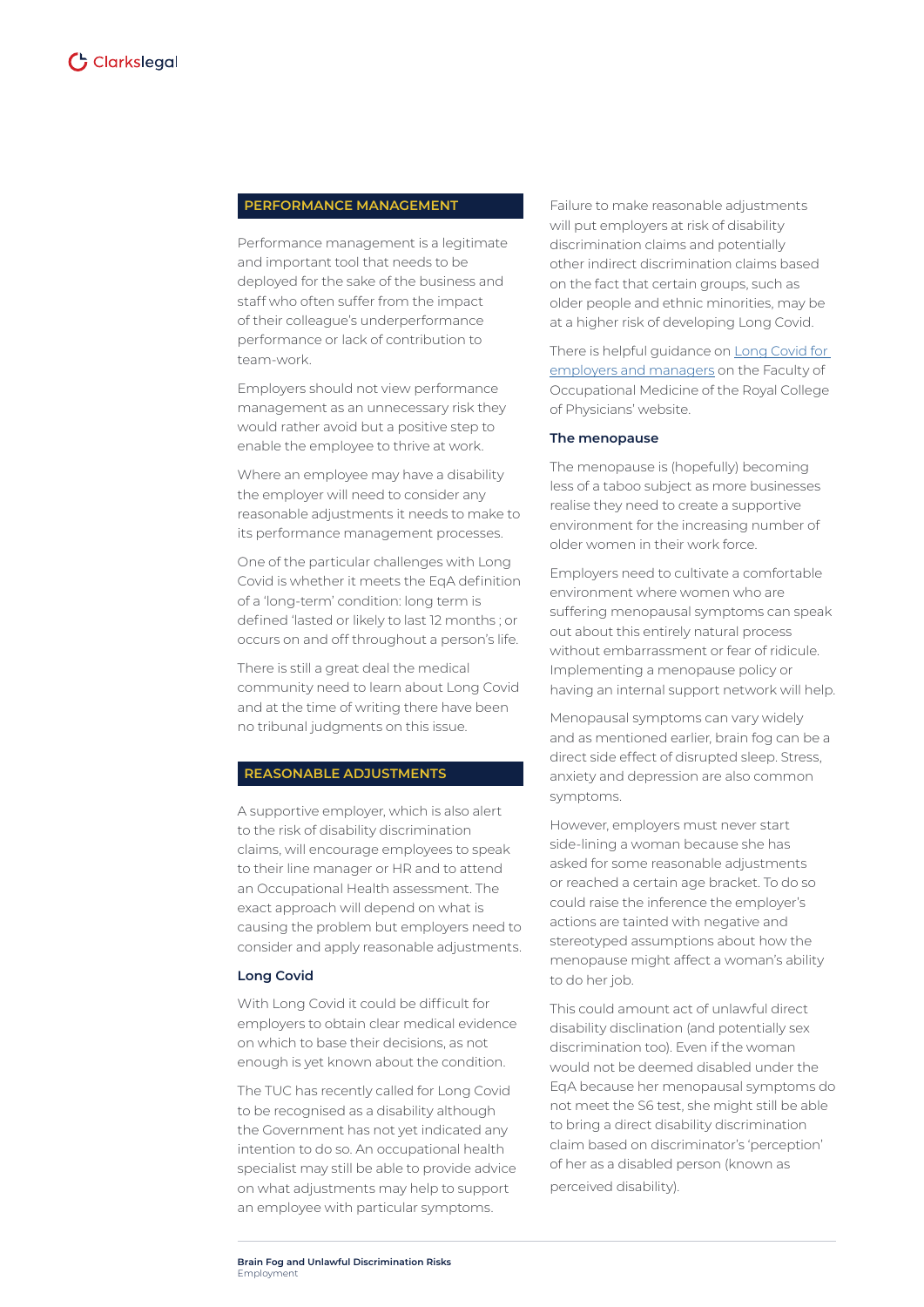## PERFORMANCE MANAGEMENT

Performance management is a legitimate and important tool that needs to be deployed for the sake of the business and staff who often suffer from the impact of their colleague's underperformance performance or lack of contribution to team-work.

Employers should not view performance management as an unnecessary risk they would rather avoid but a positive step to enable the employee to thrive at work.

Where an employee may have a disability the employer will need to consider any reasonable adjustments it needs to make to its performance management processes.

One of the particular challenges with Long Covid is whether it meets the EqA definition of a 'long-term' condition: long term is defined 'lasted or likely to last 12 months ; or occurs on and off throughout a person's life.

There is still a great deal the medical community need to learn about Long Covid and at the time of writing there have been no tribunal judgments on this issue.

## REASONABLE ADJUSTMENTS

A supportive employer, which is also alert to the risk of disability discrimination claims, will encourage employees to speak to their line manager or HR and to attend an Occupational Health assessment. The exact approach will depend on what is causing the problem but employers need to consider and apply reasonable adjustments.

### Long Covid

With Long Covid it could be difficult for employers to obtain clear medical evidence on which to base their decisions, as not enough is yet known about the condition.

The TUC has recently called for Long Covid to be recognised as a disability although the Government has not yet indicated any intention to do so. An occupational health specialist may still be able to provide advice on what adjustments may help to support an employee with particular symptoms.

Failure to make reasonable adjustments will put employers at risk of disability discrimination claims and potentially other indirect discrimination claims based on the fact that certain groups, such as older people and ethnic minorities, may be at a higher risk of developing Long Covid.

There is helpful guidance on [Long Covid for employers and managers] on the Faculty of Occupational Medicine of the Royal College of Physicians' website.

### The menopause

The menopause is (hopefully) becoming less of a taboo subject as more businesses realise they need to create a supportive environment for the increasing number of older women in their work force.

Employers need to cultivate a comfortable environment where women who are suffering menopausal symptoms can speak out about this entirely natural process without embarrassment or fear of ridicule. Implementing a menopause policy or having an internal support network will help.

Menopausal symptoms can vary widely and as mentioned earlier, brain fog can be a direct side effect of disrupted sleep. Stress, anxiety and depression are also common symptoms.

However, employers must never start side-lining a woman because she has asked for some reasonable adjustments or reached a certain age bracket. To do so could raise the inference the employer's actions are tainted with negative and stereotyped assumptions about how the menopause might affect a woman's ability to do her job.

This could amount act of unlawful direct disability disclination (and potentially sex discrimination too). Even if the woman would not be deemed disabled under the EqA because her menopausal symptoms do not meet the S6 test, she might still be able to bring a direct disability discrimination claim based on discriminator's 'perception' of her as a disabled person (known as perceived disability).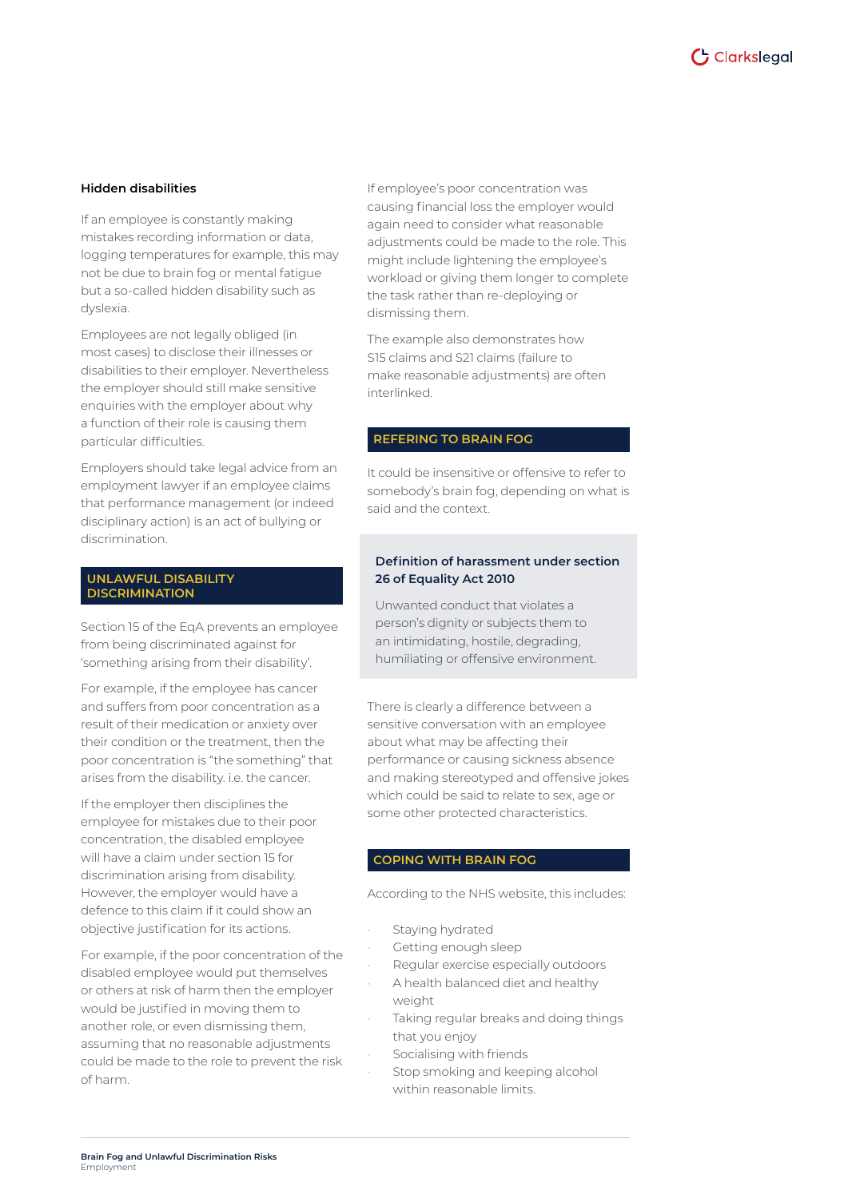### Hidden disabilities

If an employee is constantly making mistakes recording information or data, logging temperatures for example, this may not be due to brain fog or mental fatigue but a so-called hidden disability such as dyslexia.

Employees are not legally obliged (in most cases) to disclose their illnesses or disabilities to their employer. Nevertheless the employer should still make sensitive enquiries with the employer about why a function of their role is causing them particular difficulties.

Employers should take legal advice from an employment lawyer if an employee claims that performance management (or indeed disciplinary action) is an act of bullying or discrimination.

## UNLAWFUL DISABILITY DISCRIMINATION

Section 15 of the EqA prevents an employee from being discriminated against for 'something arising from their disability'.

For example, if the employee has cancer and suffers from poor concentration as a result of their medication or anxiety over their condition or the treatment, then the poor concentration is "the something" that arises from the disability. i.e. the cancer.

If the employer then disciplines the employee for mistakes due to their poor concentration, the disabled employee will have a claim under section 15 for discrimination arising from disability. However, the employer would have a defence to this claim if it could show an objective justification for its actions.

For example, if the poor concentration of the disabled employee would put themselves or others at risk of harm then the employer would be justified in moving them to another role, or even dismissing them, assuming that no reasonable adjustments could be made to the role to prevent the risk of harm.

If employee's poor concentration was causing financial loss the employer would again need to consider what reasonable adjustments could be made to the role. This might include lightening the employee's workload or giving them longer to complete the task rather than re-deploying or dismissing them.

The example also demonstrates how S15 claims and S21 claims (failure to make reasonable adjustments) are often interlinked.

## REFERING TO BRAIN FOG

It could be insensitive or offensive to refer to somebody's brain fog, depending on what is said and the context.

**Definition of harassment under section 26 of Equality Act 2010**

Unwanted conduct that violates a person's dignity or subjects them to an intimidating, hostile, degrading, humiliating or offensive environment.

There is clearly a difference between a sensitive conversation with an employee about what may be affecting their performance or causing sickness absence and making stereotyped and offensive jokes which could be said to relate to sex, age or some other protected characteristics.

## COPING WITH BRAIN FOG

According to the NHS website, this includes:

- Staying hydrated
- Getting enough sleep
- Regular exercise especially outdoors
- A health balanced diet and healthy weight
- Taking regular breaks and doing things that you enjoy
- Socialising with friends
- Stop smoking and keeping alcohol within reasonable limits.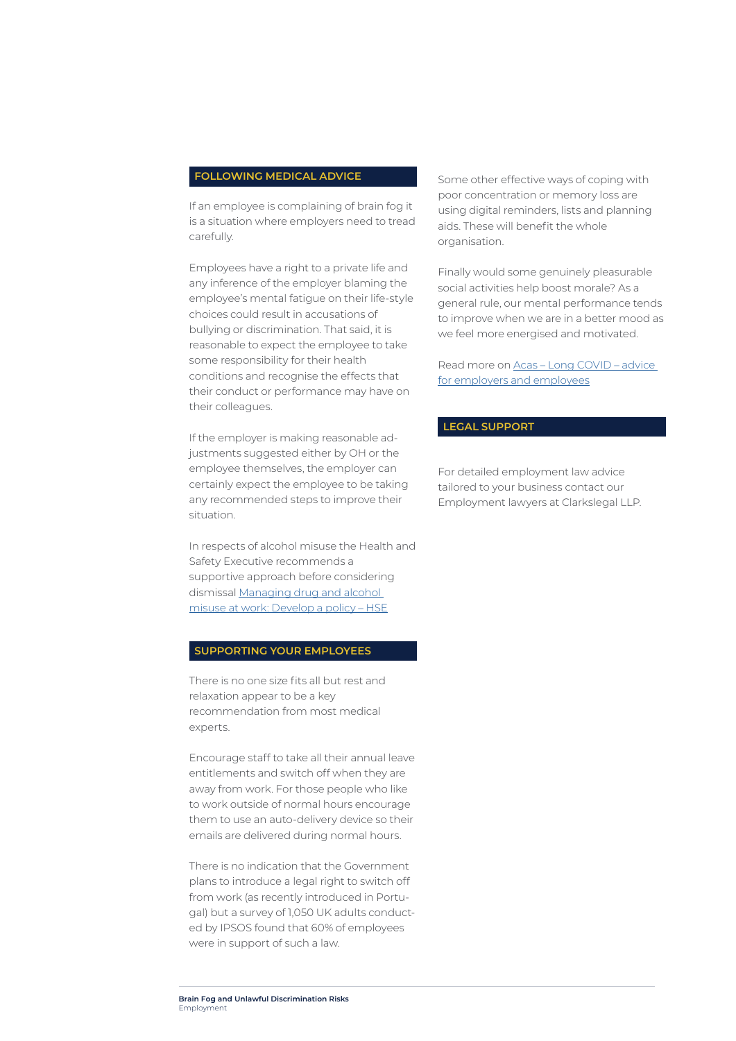## FOLLOWING MEDICAL ADVICE

If an employee is complaining of brain fog it is a situation where employers need to tread carefully.

Employees have a right to a private life and any inference of the employer blaming the employee's mental fatigue on their life-style choices could result in accusations of bullying or discrimination. That said, it is reasonable to expect the employee to take some responsibility for their health conditions and recognise the effects that their conduct or performance may have on their colleagues.

If the employer is making reasonable adjustments suggested either by OH or the employee themselves, the employer can certainly expect the employee to be taking any recommended steps to improve their situation.

In respects of alcohol misuse the Health and Safety Executive recommends a supportive approach before considering dismissal [Managing drug and alcohol misuse at work: Develop a policy – HSE]

## SUPPORTING YOUR EMPLOYEES

There is no one size fits all but rest and relaxation appear to be a key recommendation from most medical experts.

Encourage staff to take all their annual leave entitlements and switch off when they are away from work. For those people who like to work outside of normal hours encourage them to use an auto-delivery device so their emails are delivered during normal hours.

There is no indication that the Government plans to introduce a legal right to switch off from work (as recently introduced in Portugal) but a survey of 1,050 UK adults conducted by IPSOS found that 60% of employees were in support of such a law.

Some other effective ways of coping with poor concentration or memory loss are using digital reminders, lists and planning aids. These will benefit the whole organisation.

Finally would some genuinely pleasurable social activities help boost morale? As a general rule, our mental performance tends to improve when we are in a better mood as we feel more energised and motivated.

Read more on [Acas – Long COVID – advice for employers and employees]

## LEGAL SUPPORT

For detailed employment law advice tailored to your business contact our Employment lawyers at Clarkslegal LLP.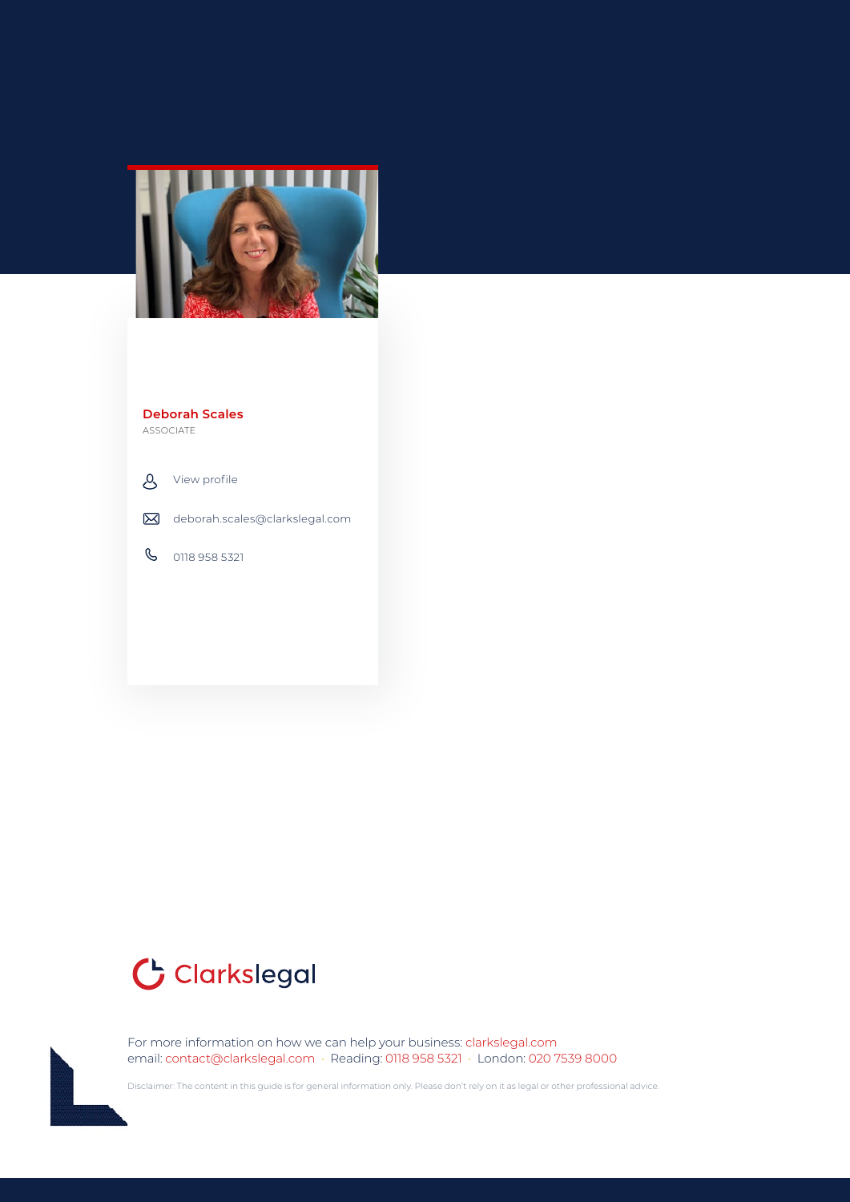**Deborah Scales**
ASSOCIATE

View profile

deborah.scales@clarkslegal.com

0118 958 5321

Clarkslegal

For more information on how we can help your business: clarkslegal.com
email: contact@clarkslegal.com · Reading: 0118 958 5321 · London: 020 7539 8000

Disclaimer: The content in this guide is for general information only. Please don't rely on it as legal or other professional advice.